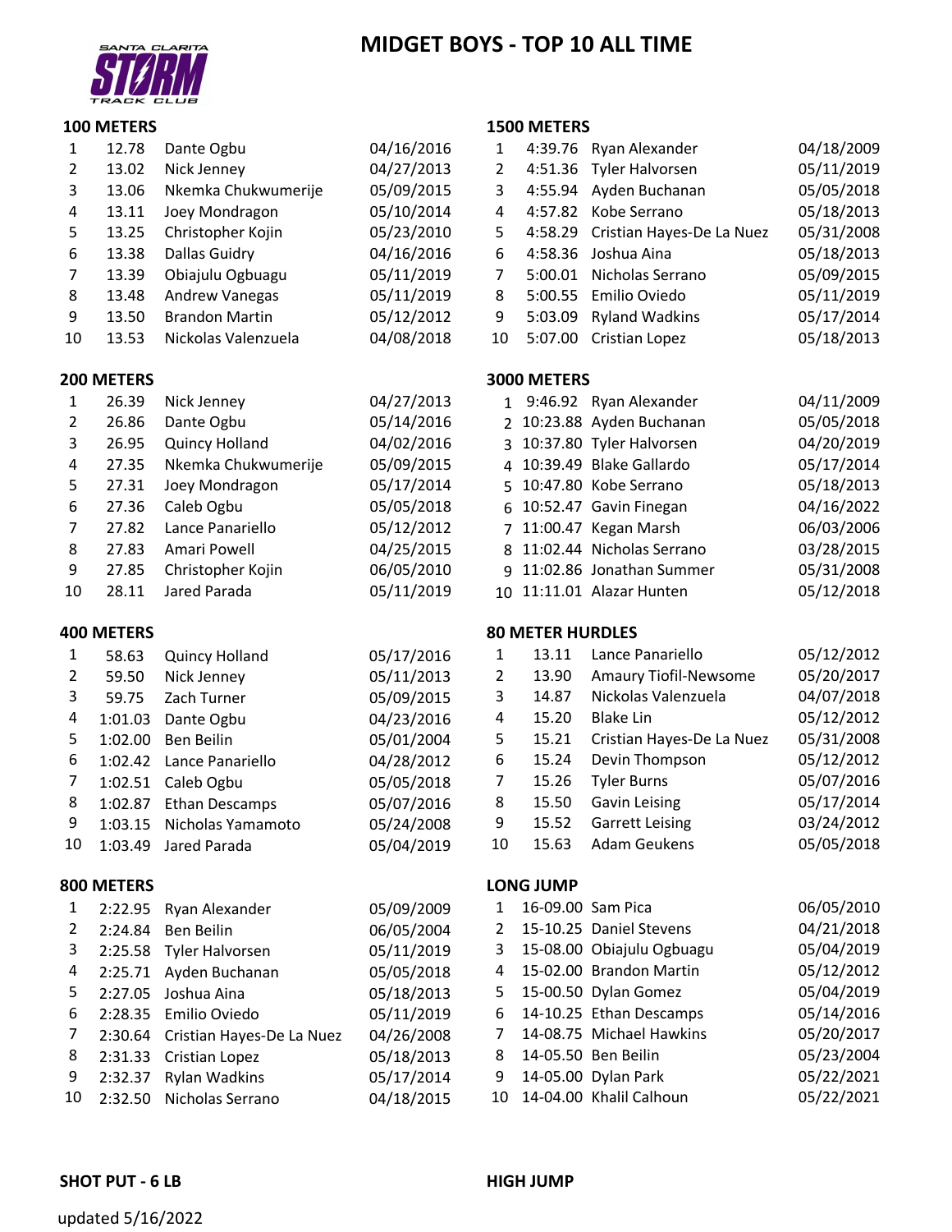# MIDGET BOYS - TOP 10 ALL TIME

## 100 METERS

| | | | |
|---|---|---|---|
| 1 | 12.78 | Dante Ogbu | 04/16/2016 |
| 2 | 13.02 | Nick Jenney | 04/27/2013 |
| 3 | 13.06 | Nkemka Chukwumerije | 05/09/2015 |
| 4 | 13.11 | Joey Mondragon | 05/10/2014 |
| 5 | 13.25 | Christopher Kojin | 05/23/2010 |
| 6 | 13.38 | Dallas Guidry | 04/16/2016 |
| 7 | 13.39 | Obiajulu Ogbuagu | 05/11/2019 |
| 8 | 13.48 | Andrew Vanegas | 05/11/2019 |
| 9 | 13.50 | Brandon Martin | 05/12/2012 |
| 10 | 13.53 | Nickolas Valenzuela | 04/08/2018 |

## 200 METERS

| | | | |
|---|---|---|---|
| 1 | 26.39 | Nick Jenney | 04/27/2013 |
| 2 | 26.86 | Dante Ogbu | 05/14/2016 |
| 3 | 26.95 | Quincy Holland | 04/02/2016 |
| 4 | 27.35 | Nkemka Chukwumerije | 05/09/2015 |
| 5 | 27.31 | Joey Mondragon | 05/17/2014 |
| 6 | 27.36 | Caleb Ogbu | 05/05/2018 |
| 7 | 27.82 | Lance Panariello | 05/12/2012 |
| 8 | 27.83 | Amari Powell | 04/25/2015 |
| 9 | 27.85 | Christopher Kojin | 06/05/2010 |
| 10 | 28.11 | Jared Parada | 05/11/2019 |

## 400 METERS

| | | | |
|---|---|---|---|
| 1 | 58.63 | Quincy Holland | 05/17/2016 |
| 2 | 59.50 | Nick Jenney | 05/11/2013 |
| 3 | 59.75 | Zach Turner | 05/09/2015 |
| 4 | 1:01.03 | Dante Ogbu | 04/23/2016 |
| 5 | 1:02.00 | Ben Beilin | 05/01/2004 |
| 6 | 1:02.42 | Lance Panariello | 04/28/2012 |
| 7 | 1:02.51 | Caleb Ogbu | 05/05/2018 |
| 8 | 1:02.87 | Ethan Descamps | 05/07/2016 |
| 9 | 1:03.15 | Nicholas Yamamoto | 05/24/2008 |
| 10 | 1:03.49 | Jared Parada | 05/04/2019 |

## 800 METERS

| | | | |
|---|---|---|---|
| 1 | 2:22.95 | Ryan Alexander | 05/09/2009 |
| 2 | 2:24.84 | Ben Beilin | 06/05/2004 |
| 3 | 2:25.58 | Tyler Halvorsen | 05/11/2019 |
| 4 | 2:25.71 | Ayden Buchanan | 05/05/2018 |
| 5 | 2:27.05 | Joshua Aina | 05/18/2013 |
| 6 | 2:28.35 | Emilio Oviedo | 05/11/2019 |
| 7 | 2:30.64 | Cristian Hayes-De La Nuez | 04/26/2008 |
| 8 | 2:31.33 | Cristian Lopez | 05/18/2013 |
| 9 | 2:32.37 | Rylan Wadkins | 05/17/2014 |
| 10 | 2:32.50 | Nicholas Serrano | 04/18/2015 |

## 1500 METERS

| | | | |
|---|---|---|---|
| 1 | 4:39.76 | Ryan Alexander | 04/18/2009 |
| 2 | 4:51.36 | Tyler Halvorsen | 05/11/2019 |
| 3 | 4:55.94 | Ayden Buchanan | 05/05/2018 |
| 4 | 4:57.82 | Kobe Serrano | 05/18/2013 |
| 5 | 4:58.29 | Cristian Hayes-De La Nuez | 05/31/2008 |
| 6 | 4:58.36 | Joshua Aina | 05/18/2013 |
| 7 | 5:00.01 | Nicholas Serrano | 05/09/2015 |
| 8 | 5:00.55 | Emilio Oviedo | 05/11/2019 |
| 9 | 5:03.09 | Ryland Wadkins | 05/17/2014 |
| 10 | 5:07.00 | Cristian Lopez | 05/18/2013 |

## 3000 METERS

| | | | |
|---|---|---|---|
| 1 | 9:46.92 | Ryan Alexander | 04/11/2009 |
| 2 | 10:23.88 | Ayden Buchanan | 05/05/2018 |
| 3 | 10:37.80 | Tyler Halvorsen | 04/20/2019 |
| 4 | 10:39.49 | Blake Gallardo | 05/17/2014 |
| 5 | 10:47.80 | Kobe Serrano | 05/18/2013 |
| 6 | 10:52.47 | Gavin Finegan | 04/16/2022 |
| 7 | 11:00.47 | Kegan Marsh | 06/03/2006 |
| 8 | 11:02.44 | Nicholas Serrano | 03/28/2015 |
| 9 | 11:02.86 | Jonathan Summer | 05/31/2008 |
| 10 | 11:11.01 | Alazar Hunten | 05/12/2018 |

## 80 METER HURDLES

| | | | |
|---|---|---|---|
| 1 | 13.11 | Lance Panariello | 05/12/2012 |
| 2 | 13.90 | Amaury Tiofil-Newsome | 05/20/2017 |
| 3 | 14.87 | Nickolas Valenzuela | 04/07/2018 |
| 4 | 15.20 | Blake Lin | 05/12/2012 |
| 5 | 15.21 | Cristian Hayes-De La Nuez | 05/31/2008 |
| 6 | 15.24 | Devin Thompson | 05/12/2012 |
| 7 | 15.26 | Tyler Burns | 05/07/2016 |
| 8 | 15.50 | Gavin Leising | 05/17/2014 |
| 9 | 15.52 | Garrett Leising | 03/24/2012 |
| 10 | 15.63 | Adam Geukens | 05/05/2018 |

## LONG JUMP

| | | | |
|---|---|---|---|
| 1 | 16-09.00 | Sam Pica | 06/05/2010 |
| 2 | 15-10.25 | Daniel Stevens | 04/21/2018 |
| 3 | 15-08.00 | Obiajulu Ogbuagu | 05/04/2019 |
| 4 | 15-02.00 | Brandon Martin | 05/12/2012 |
| 5 | 15-00.50 | Dylan Gomez | 05/04/2019 |
| 6 | 14-10.25 | Ethan Descamps | 05/14/2016 |
| 7 | 14-08.75 | Michael Hawkins | 05/20/2017 |
| 8 | 14-05.50 | Ben Beilin | 05/23/2004 |
| 9 | 14-05.00 | Dylan Park | 05/22/2021 |
| 10 | 14-04.00 | Khalil Calhoun | 05/22/2021 |

## SHOT PUT - 6 LB

## HIGH JUMP

updated 5/16/2022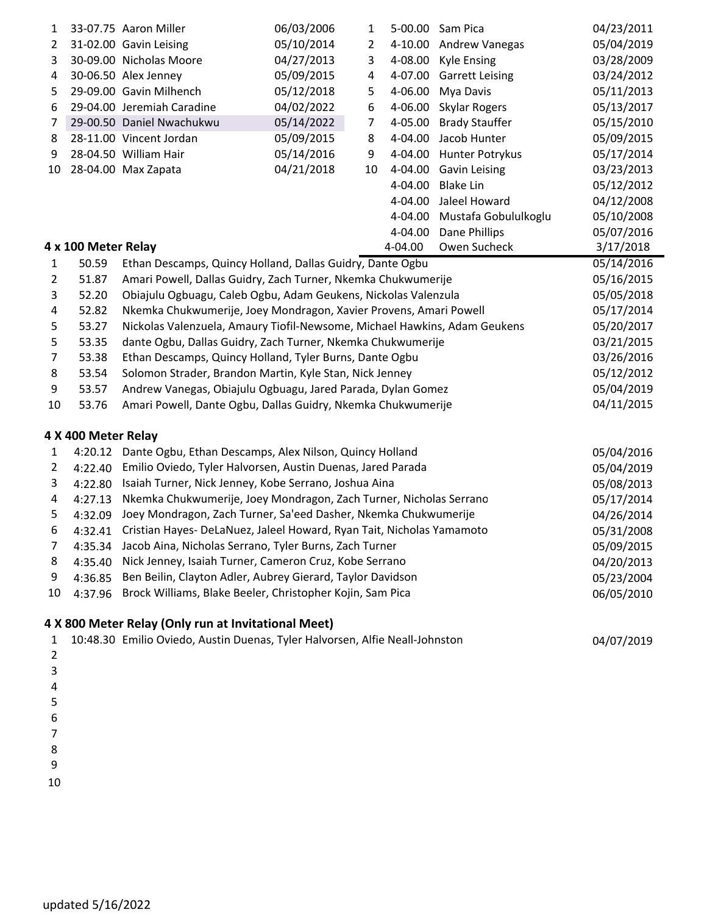| | | | |
|---|---|---|---|
| 1 | 33-07.75 | Aaron Miller | 06/03/2006 |
| 2 | 31-02.00 | Gavin Leising | 05/10/2014 |
| 3 | 30-09.00 | Nicholas Moore | 04/27/2013 |
| 4 | 30-06.50 | Alex Jenney | 05/09/2015 |
| 5 | 29-09.00 | Gavin Milhench | 05/12/2018 |
| 6 | 29-04.00 | Jeremiah Caradine | 04/02/2022 |
| 7 | 29-00.50 | Daniel Nwachukwu | 05/14/2022 |
| 8 | 28-11.00 | Vincent Jordan | 05/09/2015 |
| 9 | 28-04.50 | William Hair | 05/14/2016 |
| 10 | 28-04.00 | Max Zapata | 04/21/2018 |

| | | | |
|---|---|---|---|
| 1 | 5-00.00 | Sam Pica | 04/23/2011 |
| 2 | 4-10.00 | Andrew Vanegas | 05/04/2019 |
| 3 | 4-08.00 | Kyle Ensing | 03/28/2009 |
| 4 | 4-07.00 | Garrett Leising | 03/24/2012 |
| 5 | 4-06.00 | Mya Davis | 05/11/2013 |
| 6 | 4-06.00 | Skylar Rogers | 05/13/2017 |
| 7 | 4-05.00 | Brady Stauffer | 05/15/2010 |
| 8 | 4-04.00 | Jacob Hunter | 05/09/2015 |
| 9 | 4-04.00 | Hunter Potrykus | 05/17/2014 |
| 10 | 4-04.00 | Gavin Leising | 03/23/2013 |
| | 4-04.00 | Blake Lin | 05/12/2012 |
| | 4-04.00 | Jaleel Howard | 04/12/2008 |
| | 4-04.00 | Mustafa Gobululkoglu | 05/10/2008 |
| | 4-04.00 | Dane Phillips | 05/07/2016 |
| | 4-04.00 | Owen Sucheck | 3/17/2018 |

**4 x 100 Meter Relay**

| | | | |
|---|---|---|---|
| 1 | 50.59 | Ethan Descamps, Quincy Holland, Dallas Guidry, Dante Ogbu | 05/14/2016 |
| 2 | 51.87 | Amari Powell, Dallas Guidry, Zach Turner, Nkemka Chukwumerije | 05/16/2015 |
| 3 | 52.20 | Obiajulu Ogbuagu, Caleb Ogbu, Adam Geukens, Nickolas Valenzula | 05/05/2018 |
| 4 | 52.82 | Nkemka Chukwumerije, Joey Mondragon, Xavier Provens, Amari Powell | 05/17/2014 |
| 5 | 53.27 | Nickolas Valenzuela, Amaury Tiofil-Newsome, Michael Hawkins, Adam Geukens | 05/20/2017 |
| 5 | 53.35 | dante Ogbu, Dallas Guidry, Zach Turner, Nkemka Chukwumerije | 03/21/2015 |
| 7 | 53.38 | Ethan Descamps, Quincy Holland, Tyler Burns, Dante Ogbu | 03/26/2016 |
| 8 | 53.54 | Solomon Strader, Brandon Martin, Kyle Stan, Nick Jenney | 05/12/2012 |
| 9 | 53.57 | Andrew Vanegas, Obiajulu Ogbuagu, Jared Parada, Dylan Gomez | 05/04/2019 |
| 10 | 53.76 | Amari Powell, Dante Ogbu, Dallas Guidry, Nkemka Chukwumerije | 04/11/2015 |

**4 X 400 Meter Relay**

| | | | |
|---|---|---|---|
| 1 | 4:20.12 | Dante Ogbu, Ethan Descamps, Alex Nilson, Quincy Holland | 05/04/2016 |
| 2 | 4:22.40 | Emilio Oviedo, Tyler Halvorsen, Austin Duenas, Jared Parada | 05/04/2019 |
| 3 | 4:22.80 | Isaiah Turner, Nick Jenney, Kobe Serrano, Joshua Aina | 05/08/2013 |
| 4 | 4:27.13 | Nkemka Chukwumerije, Joey Mondragon, Zach Turner, Nicholas Serrano | 05/17/2014 |
| 5 | 4:32.09 | Joey Mondragon, Zach Turner, Sa'eed Dasher, Nkemka Chukwumerije | 04/26/2014 |
| 6 | 4:32.41 | Cristian Hayes- DeLaNuez, Jaleel Howard, Ryan Tait, Nicholas Yamamoto | 05/31/2008 |
| 7 | 4:35.34 | Jacob Aina, Nicholas Serrano, Tyler Burns, Zach Turner | 05/09/2015 |
| 8 | 4:35.40 | Nick Jenney, Isaiah Turner, Cameron Cruz, Kobe Serrano | 04/20/2013 |
| 9 | 4:36.85 | Ben Beilin, Clayton Adler, Aubrey Gierard, Taylor Davidson | 05/23/2004 |
| 10 | 4:37.96 | Brock Williams, Blake Beeler, Christopher Kojin, Sam Pica | 06/05/2010 |

**4 X 800 Meter Relay (Only run at Invitational Meet)**

| | | | |
|---|---|---|---|
| 1 | 10:48.30 | Emilio Oviedo, Austin Duenas, Tyler Halvorsen, Alfie Neall-Johnston | 04/07/2019 |
| 2 | | | |
| 3 | | | |
| 4 | | | |
| 5 | | | |
| 6 | | | |
| 7 | | | |
| 8 | | | |
| 9 | | | |
| 10 | | | |

updated 5/16/2022